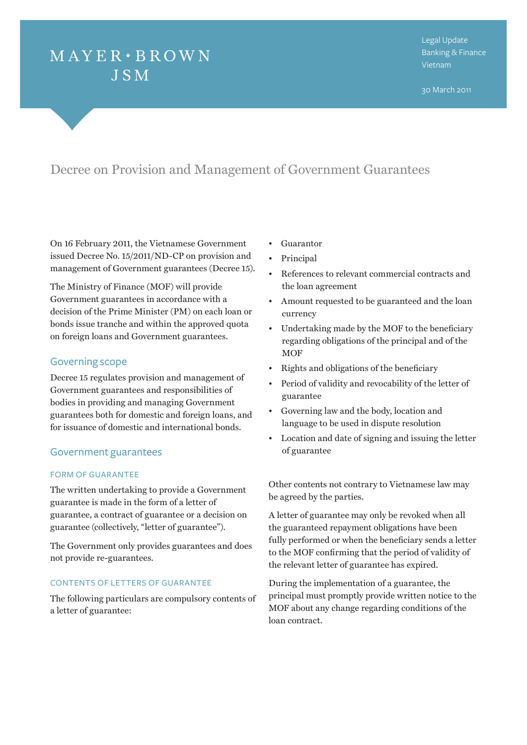MAYER • BROWN JSM

Legal Update
Banking & Finance
Vietnam

30 March 2011

# Decree on Provision and Management of Government Guarantees

On 16 February 2011, the Vietnamese Government issued Decree No. 15/2011/ND-CP on provision and management of Government guarantees (Decree 15).

The Ministry of Finance (MOF) will provide Government guarantees in accordance with a decision of the Prime Minister (PM) on each loan or bonds issue tranche and within the approved quota on foreign loans and Government guarantees.

## Governing scope

Decree 15 regulates provision and management of Government guarantees and responsibilities of bodies in providing and managing Government guarantees both for domestic and foreign loans, and for issuance of domestic and international bonds.

## Government guarantees

### FORM OF GUARANTEE

The written undertaking to provide a Government guarantee is made in the form of a letter of guarantee, a contract of guarantee or a decision on guarantee (collectively, "letter of guarantee").

The Government only provides guarantees and does not provide re-guarantees.

### CONTENTS OF LETTERS OF GUARANTEE

The following particulars are compulsory contents of a letter of guarantee:

- Guarantor
- Principal
- References to relevant commercial contracts and the loan agreement
- Amount requested to be guaranteed and the loan currency
- Undertaking made by the MOF to the beneficiary regarding obligations of the principal and of the MOF
- Rights and obligations of the beneficiary
- Period of validity and revocability of the letter of guarantee
- Governing law and the body, location and language to be used in dispute resolution
- Location and date of signing and issuing the letter of guarantee

Other contents not contrary to Vietnamese law may be agreed by the parties.

A letter of guarantee may only be revoked when all the guaranteed repayment obligations have been fully performed or when the beneficiary sends a letter to the MOF confirming that the period of validity of the relevant letter of guarantee has expired.

During the implementation of a guarantee, the principal must promptly provide written notice to the MOF about any change regarding conditions of the loan contract.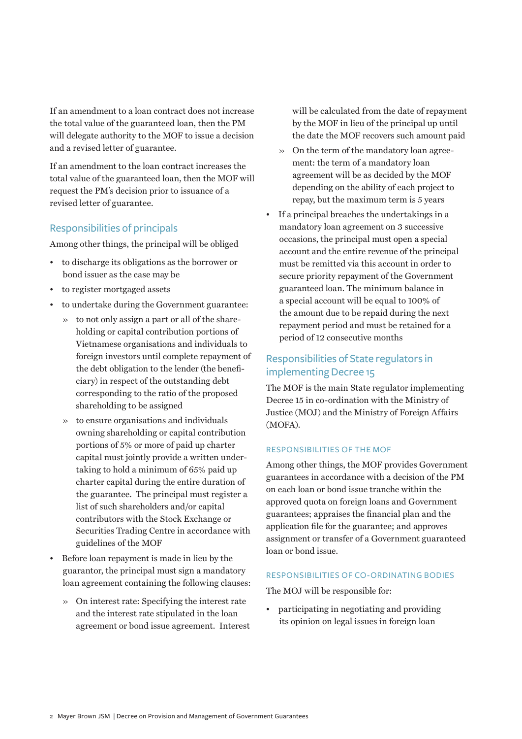If an amendment to a loan contract does not increase the total value of the guaranteed loan, then the PM will delegate authority to the MOF to issue a decision and a revised letter of guarantee.

If an amendment to the loan contract increases the total value of the guaranteed loan, then the MOF will request the PM's decision prior to issuance of a revised letter of guarantee.

## Responsibilities of principals

Among other things, the principal will be obliged

- to discharge its obligations as the borrower or bond issuer as the case may be
- to register mortgaged assets
- to undertake during the Government guarantee:
  - to not only assign a part or all of the shareholding or capital contribution portions of Vietnamese organisations and individuals to foreign investors until complete repayment of the debt obligation to the lender (the beneficiary) in respect of the outstanding debt corresponding to the ratio of the proposed shareholding to be assigned
  - to ensure organisations and individuals owning shareholding or capital contribution portions of 5% or more of paid up charter capital must jointly provide a written undertaking to hold a minimum of 65% paid up charter capital during the entire duration of the guarantee. The principal must register a list of such shareholders and/or capital contributors with the Stock Exchange or Securities Trading Centre in accordance with guidelines of the MOF
- Before loan repayment is made in lieu by the guarantor, the principal must sign a mandatory loan agreement containing the following clauses:
  - On interest rate: Specifying the interest rate and the interest rate stipulated in the loan agreement or bond issue agreement. Interest will be calculated from the date of repayment by the MOF in lieu of the principal up until the date the MOF recovers such amount paid
  - On the term of the mandatory loan agreement: the term of a mandatory loan agreement will be as decided by the MOF depending on the ability of each project to repay, but the maximum term is 5 years
- If a principal breaches the undertakings in a mandatory loan agreement on 3 successive occasions, the principal must open a special account and the entire revenue of the principal must be remitted via this account in order to secure priority repayment of the Government guaranteed loan. The minimum balance in a special account will be equal to 100% of the amount due to be repaid during the next repayment period and must be retained for a period of 12 consecutive months

## Responsibilities of State regulators in implementing Decree 15

The MOF is the main State regulator implementing Decree 15 in co-ordination with the Ministry of Justice (MOJ) and the Ministry of Foreign Affairs (MOFA).

### RESPONSIBILITIES OF THE MOF

Among other things, the MOF provides Government guarantees in accordance with a decision of the PM on each loan or bond issue tranche within the approved quota on foreign loans and Government guarantees; appraises the financial plan and the application file for the guarantee; and approves assignment or transfer of a Government guaranteed loan or bond issue.

### RESPONSIBILITIES OF CO-ORDINATING BODIES

The MOJ will be responsible for:

- participating in negotiating and providing its opinion on legal issues in foreign loan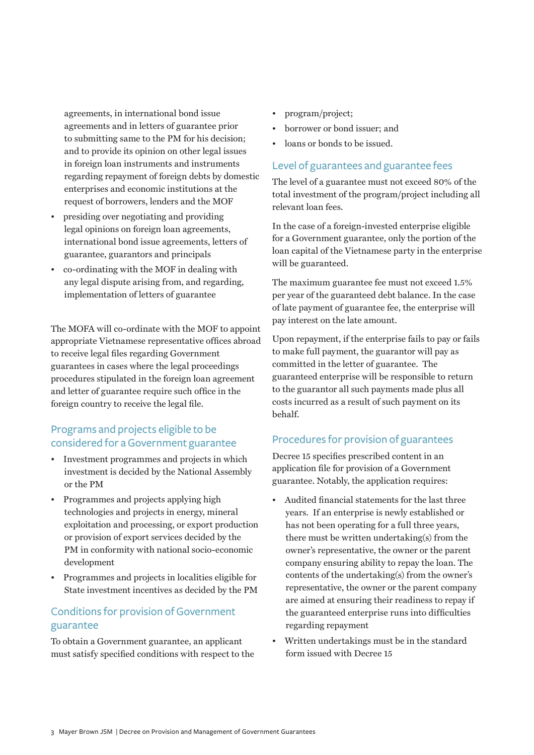agreements, in international bond issue agreements and in letters of guarantee prior to submitting same to the PM for his decision; and to provide its opinion on other legal issues in foreign loan instruments and instruments regarding repayment of foreign debts by domestic enterprises and economic institutions at the request of borrowers, lenders and the MOF

- presiding over negotiating and providing legal opinions on foreign loan agreements, international bond issue agreements, letters of guarantee, guarantors and principals
- co-ordinating with the MOF in dealing with any legal dispute arising from, and regarding, implementation of letters of guarantee

The MOFA will co-ordinate with the MOF to appoint appropriate Vietnamese representative offices abroad to receive legal files regarding Government guarantees in cases where the legal proceedings procedures stipulated in the foreign loan agreement and letter of guarantee require such office in the foreign country to receive the legal file.

## Programs and projects eligible to be considered for a Government guarantee

- Investment programmes and projects in which investment is decided by the National Assembly or the PM
- Programmes and projects applying high technologies and projects in energy, mineral exploitation and processing, or export production or provision of export services decided by the PM in conformity with national socio-economic development
- Programmes and projects in localities eligible for State investment incentives as decided by the PM

## Conditions for provision of Government guarantee

To obtain a Government guarantee, an applicant must satisfy specified conditions with respect to the

- program/project;
- borrower or bond issuer; and
- loans or bonds to be issued.

## Level of guarantees and guarantee fees

The level of a guarantee must not exceed 80% of the total investment of the program/project including all relevant loan fees.

In the case of a foreign-invested enterprise eligible for a Government guarantee, only the portion of the loan capital of the Vietnamese party in the enterprise will be guaranteed.

The maximum guarantee fee must not exceed 1.5% per year of the guaranteed debt balance. In the case of late payment of guarantee fee, the enterprise will pay interest on the late amount.

Upon repayment, if the enterprise fails to pay or fails to make full payment, the guarantor will pay as committed in the letter of guarantee. The guaranteed enterprise will be responsible to return to the guarantor all such payments made plus all costs incurred as a result of such payment on its behalf.

## Procedures for provision of guarantees

Decree 15 specifies prescribed content in an application file for provision of a Government guarantee. Notably, the application requires:

- Audited financial statements for the last three years. If an enterprise is newly established or has not been operating for a full three years, there must be written undertaking(s) from the owner's representative, the owner or the parent company ensuring ability to repay the loan. The contents of the undertaking(s) from the owner's representative, the owner or the parent company are aimed at ensuring their readiness to repay if the guaranteed enterprise runs into difficulties regarding repayment
- Written undertakings must be in the standard form issued with Decree 15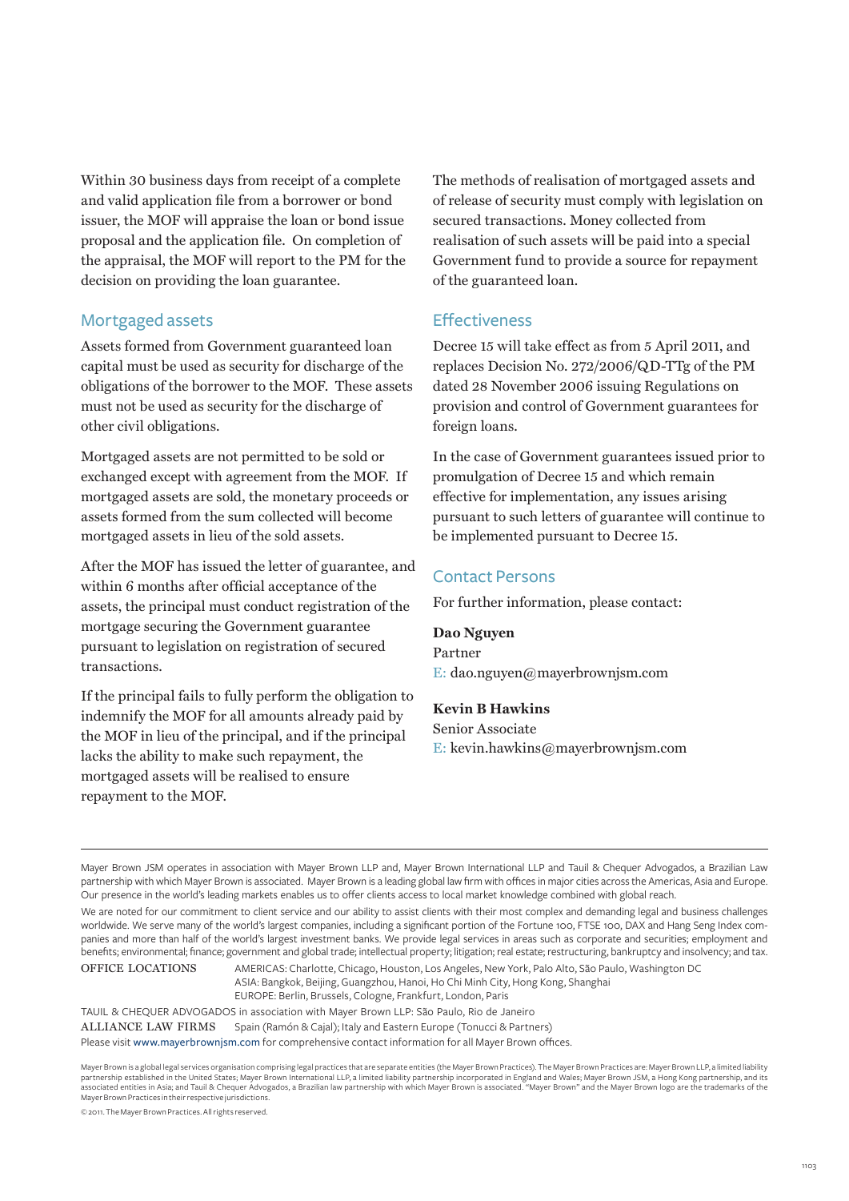Within 30 business days from receipt of a complete and valid application file from a borrower or bond issuer, the MOF will appraise the loan or bond issue proposal and the application file. On completion of the appraisal, the MOF will report to the PM for the decision on providing the loan guarantee.

## Mortgaged assets

Assets formed from Government guaranteed loan capital must be used as security for discharge of the obligations of the borrower to the MOF. These assets must not be used as security for the discharge of other civil obligations.

Mortgaged assets are not permitted to be sold or exchanged except with agreement from the MOF. If mortgaged assets are sold, the monetary proceeds or assets formed from the sum collected will become mortgaged assets in lieu of the sold assets.

After the MOF has issued the letter of guarantee, and within 6 months after official acceptance of the assets, the principal must conduct registration of the mortgage securing the Government guarantee pursuant to legislation on registration of secured transactions.

If the principal fails to fully perform the obligation to indemnify the MOF for all amounts already paid by the MOF in lieu of the principal, and if the principal lacks the ability to make such repayment, the mortgaged assets will be realised to ensure repayment to the MOF.

The methods of realisation of mortgaged assets and of release of security must comply with legislation on secured transactions. Money collected from realisation of such assets will be paid into a special Government fund to provide a source for repayment of the guaranteed loan.

## Effectiveness

Decree 15 will take effect as from 5 April 2011, and replaces Decision No. 272/2006/QD-TTg of the PM dated 28 November 2006 issuing Regulations on provision and control of Government guarantees for foreign loans.

In the case of Government guarantees issued prior to promulgation of Decree 15 and which remain effective for implementation, any issues arising pursuant to such letters of guarantee will continue to be implemented pursuant to Decree 15.

## Contact Persons

For further information, please contact:

**Dao Nguyen**
Partner
E: dao.nguyen@mayerbrownjsm.com

**Kevin B Hawkins**
Senior Associate
E: kevin.hawkins@mayerbrownjsm.com

---

Mayer Brown JSM operates in association with Mayer Brown LLP and, Mayer Brown International LLP and Tauil & Chequer Advogados, a Brazilian Law partnership with which Mayer Brown is associated. Mayer Brown is a leading global law firm with offices in major cities across the Americas, Asia and Europe. Our presence in the world's leading markets enables us to offer clients access to local market knowledge combined with global reach.

We are noted for our commitment to client service and our ability to assist clients with their most complex and demanding legal and business challenges worldwide. We serve many of the world's largest companies, including a significant portion of the Fortune 100, FTSE 100, DAX and Hang Seng Index companies and more than half of the world's largest investment banks. We provide legal services in areas such as corporate and securities; employment and benefits; environmental; finance; government and global trade; intellectual property; litigation; real estate; restructuring, bankruptcy and insolvency; and tax.

OFFICE LOCATIONS AMERICAS: Charlotte, Chicago, Houston, Los Angeles, New York, Palo Alto, São Paulo, Washington DC
ASIA: Bangkok, Beijing, Guangzhou, Hanoi, Ho Chi Minh City, Hong Kong, Shanghai
EUROPE: Berlin, Brussels, Cologne, Frankfurt, London, Paris

TAUIL & CHEQUER ADVOGADOS in association with Mayer Brown LLP: São Paulo, Rio de Janeiro

ALLIANCE LAW FIRMS Spain (Ramón & Cajal); Italy and Eastern Europe (Tonucci & Partners)

Please visit www.mayerbrownjsm.com for comprehensive contact information for all Mayer Brown offices.

Mayer Brown is a global legal services organisation comprising legal practices that are separate entities (the Mayer Brown Practices). The Mayer Brown Practices are: Mayer Brown LLP, a limited liability partnership established in the United States; Mayer Brown International LLP, a limited liability partnership incorporated in England and Wales; Mayer Brown JSM, a Hong Kong partnership, and its associated entities in Asia; and Tauil & Chequer Advogados, a Brazilian law partnership with which Mayer Brown is associated. "Mayer Brown" and the Mayer Brown logo are the trademarks of the Mayer Brown Practices in their respective jurisdictions.

© 2011. The Mayer Brown Practices. All rights reserved.

1103